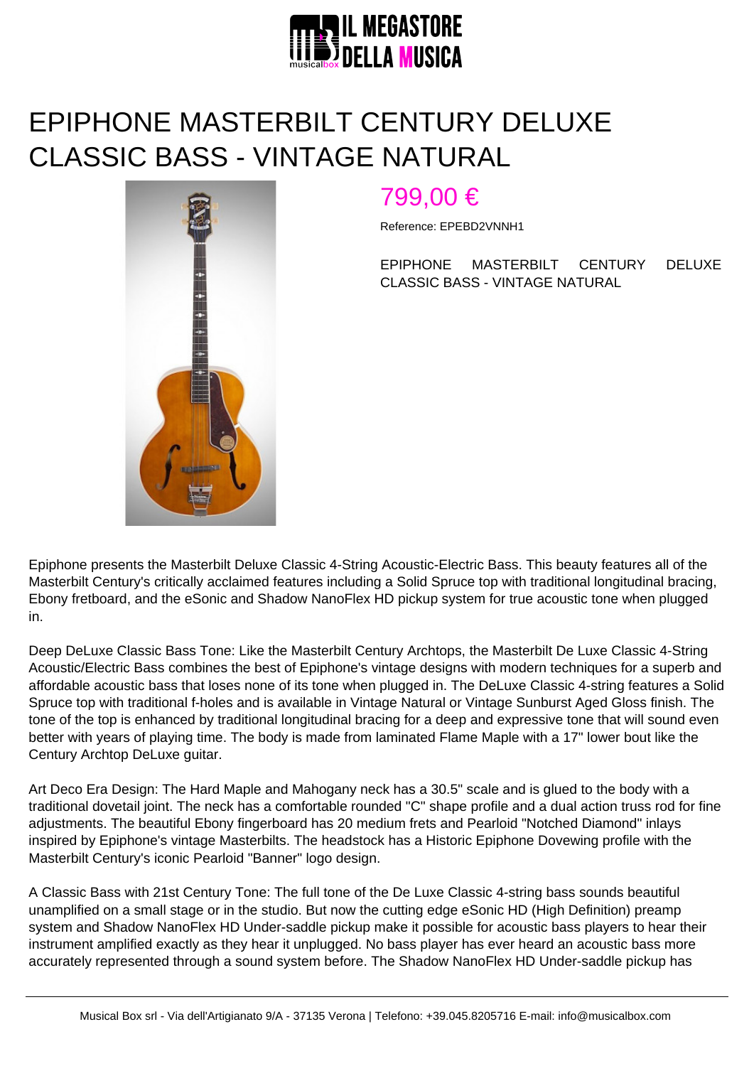# EPIPHONE MASTERBILT CENTURY DELUXE CLASSIC BASS - VINTAGE NATURAL

799,00 €

Reference: EPEBD2VNNH1

EPIPHONE MASTERBILT CENTURY DELUXE CLASSIC BASS - VINTAGE NATURAL

Epiphone presents the Masterbilt Deluxe Classic 4-String Acoustic-Electric Bass. This beauty features all of the Masterbilt Century's critically acclaimed features including a Solid Spruce top with traditional longitudinal bracing, Ebony fretboard, and the eSonic and Shadow NanoFlex HD pickup system for true acoustic tone when plugged in.

Deep DeLuxe Classic Bass Tone: Like the Masterbilt Century Archtops, the Masterbilt De Luxe Classic 4-String Acoustic/Electric Bass combines the best of Epiphone's vintage designs with modern techniques for a superb and affordable acoustic bass that loses none of its tone when plugged in. The DeLuxe Classic 4-string features a Solid Spruce top with traditional f-holes and is available in Vintage Natural or Vintage Sunburst Aged Gloss finish. The tone of the top is enhanced by traditional longitudinal bracing for a deep and expressive tone that will sound even better with years of playing time. The body is made from laminated Flame Maple with a 17" lower bout like the Century Archtop DeLuxe guitar.

Art Deco Era Design: The Hard Maple and Mahogany neck has a 30.5" scale and is glued to the body with a traditional dovetail joint. The neck has a comfortable rounded "C" shape profile and a dual action truss rod for fine adjustments. The beautiful Ebony fingerboard has 20 medium frets and Pearloid "Notched Diamond" inlays inspired by Epiphone's vintage Masterbilts. The headstock has a Historic Epiphone Dovewing profile with the Masterbilt Century's iconic Pearloid "Banner" logo design.

A Classic Bass with 21st Century Tone: The full tone of the De Luxe Classic 4-string bass sounds beautiful unamplified on a small stage or in the studio. But now the cutting edge eSonic HD (High Definition) preamp system and Shadow NanoFlex HD Under-saddle pickup make it possible for acoustic bass players to hear their instrument amplified exactly as they hear it unplugged. No bass player has ever heard an acoustic bass more accurately represented through a sound system before. The Shadow NanoFlex HD Under-saddle pickup has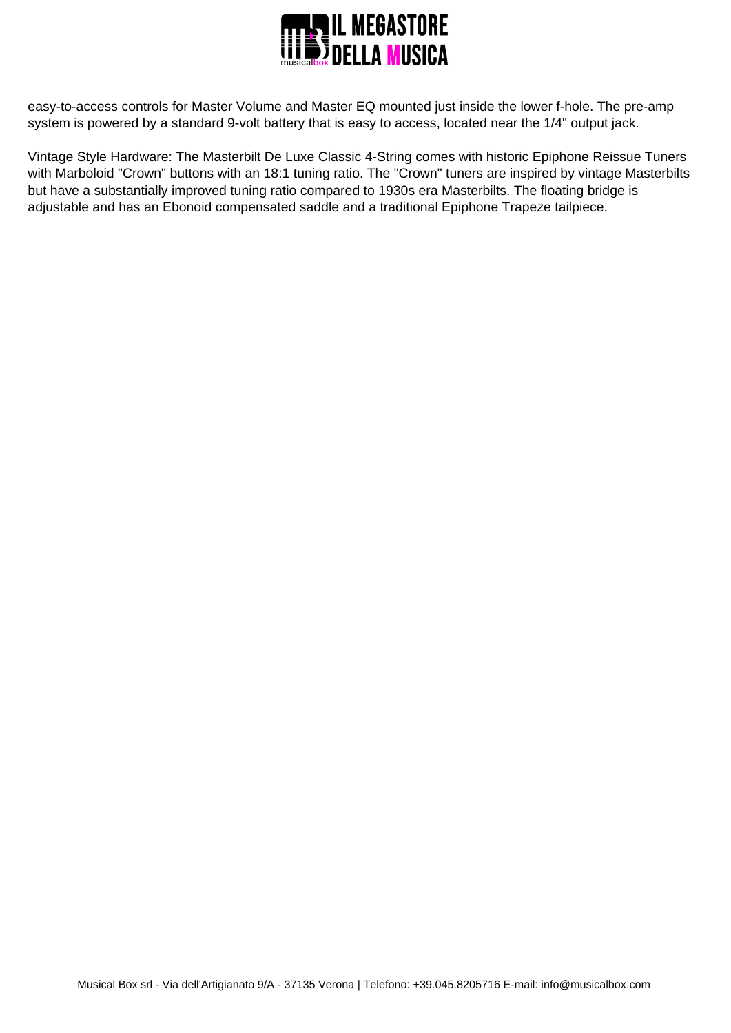easy-to-access controls for Master Volume and Master EQ mounted just inside the lower f-hole. The pre-amp system is powered by a standard 9-volt battery that is easy to access, located near the 1/4" output jack.

Vintage Style Hardware: The Masterbilt De Luxe Classic 4-String comes with historic Epiphone Reissue Tuners with Marboloid "Crown" buttons with an 18:1 tuning ratio. The "Crown" tuners are inspired by vintage Masterbilts but have a substantially improved tuning ratio compared to 1930s era Masterbilts. The floating bridge is adjustable and has an Ebonoid compensated saddle and a traditional Epiphone Trapeze tailpiece.